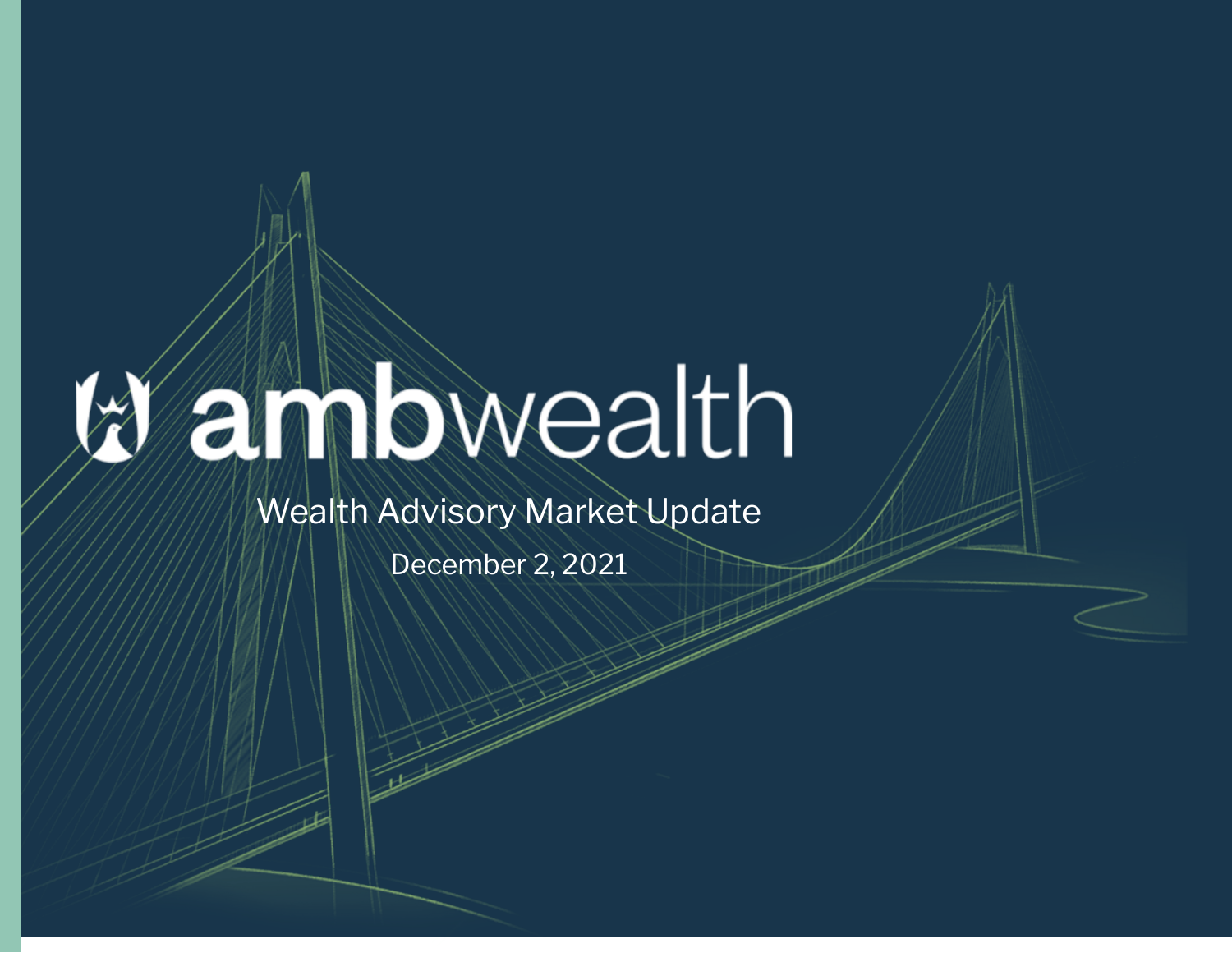# ambwealth

## Wealth Advisory Market Update

December 2, 2021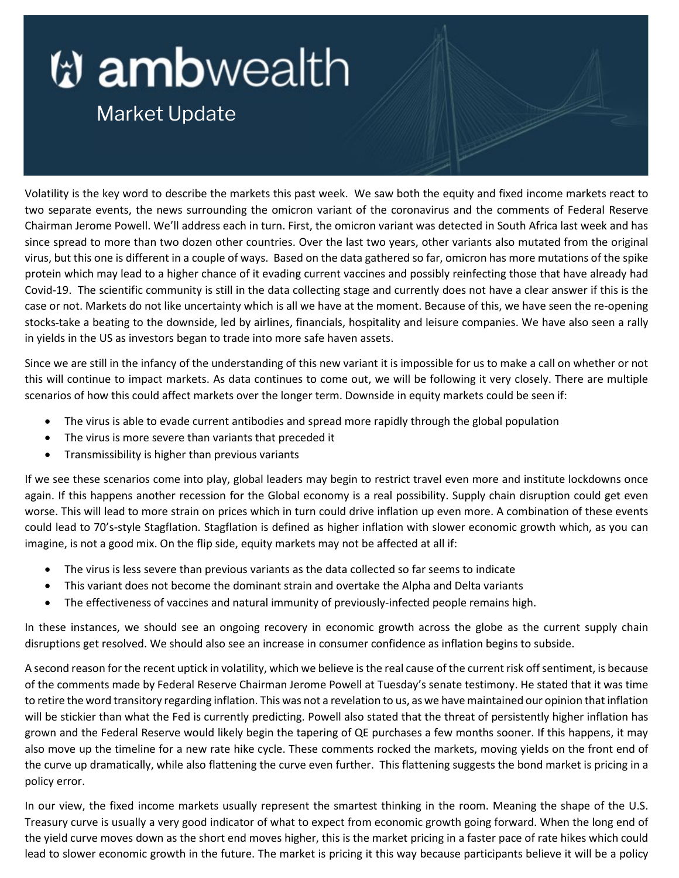# ambwealth

## Market Update

Volatility is the key word to describe the markets this past week. We saw both the equity and fixed income markets react to two separate events, the news surrounding the omicron variant of the coronavirus and the comments of Federal Reserve Chairman Jerome Powell. We'll address each in turn. First, the omicron variant was detected in South Africa last week and has since spread to more than two dozen other countries. Over the last two years, other variants also mutated from the original virus, but this one is different in a couple of ways. Based on the data gathered so far, omicron has more mutations of the spike protein which may lead to a higher chance of it evading current vaccines and possibly reinfecting those that have already had Covid-19. The scientific community is still in the data collecting stage and currently does not have a clear answer if this is the case or not. Markets do not like uncertainty which is all we have at the moment. Because of this, we have seen the re-opening stocks take a beating to the downside, led by airlines, financials, hospitality and leisure companies. We have also seen a rally in yields in the US as investors began to trade into more safe haven assets.

Since we are still in the infancy of the understanding of this new variant it is impossible for us to make a call on whether or not this will continue to impact markets. As data continues to come out, we will be following it very closely. There are multiple scenarios of how this could affect markets over the longer term. Downside in equity markets could be seen if:

- The virus is able to evade current antibodies and spread more rapidly through the global population
- The virus is more severe than variants that preceded it
- Transmissibility is higher than previous variants

If we see these scenarios come into play, global leaders may begin to restrict travel even more and institute lockdowns once again. If this happens another recession for the Global economy is a real possibility. Supply chain disruption could get even worse. This will lead to more strain on prices which in turn could drive inflation up even more. A combination of these events could lead to 70's-style Stagflation. Stagflation is defined as higher inflation with slower economic growth which, as you can imagine, is not a good mix. On the flip side, equity markets may not be affected at all if:

- The virus is less severe than previous variants as the data collected so far seems to indicate
- This variant does not become the dominant strain and overtake the Alpha and Delta variants
- The effectiveness of vaccines and natural immunity of previously-infected people remains high.

In these instances, we should see an ongoing recovery in economic growth across the globe as the current supply chain disruptions get resolved. We should also see an increase in consumer confidence as inflation begins to subside.

A second reason for the recent uptick in volatility, which we believe is the real cause of the current risk off sentiment, is because of the comments made by Federal Reserve Chairman Jerome Powell at Tuesday's senate testimony. He stated that it was time to retire the word transitory regarding inflation. This was not a revelation to us, as we have maintained our opinion that inflation will be stickier than what the Fed is currently predicting. Powell also stated that the threat of persistently higher inflation has grown and the Federal Reserve would likely begin the tapering of QE purchases a few months sooner. If this happens, it may also move up the timeline for a new rate hike cycle. These comments rocked the markets, moving yields on the front end of the curve up dramatically, while also flattening the curve even further. This flattening suggests the bond market is pricing in a policy error.

In our view, the fixed income markets usually represent the smartest thinking in the room. Meaning the shape of the U.S. Treasury curve is usually a very good indicator of what to expect from economic growth going forward. When the long end of the yield curve moves down as the short end moves higher, this is the market pricing in a faster pace of rate hikes which could lead to slower economic growth in the future. The market is pricing it this way because participants believe it will be a policy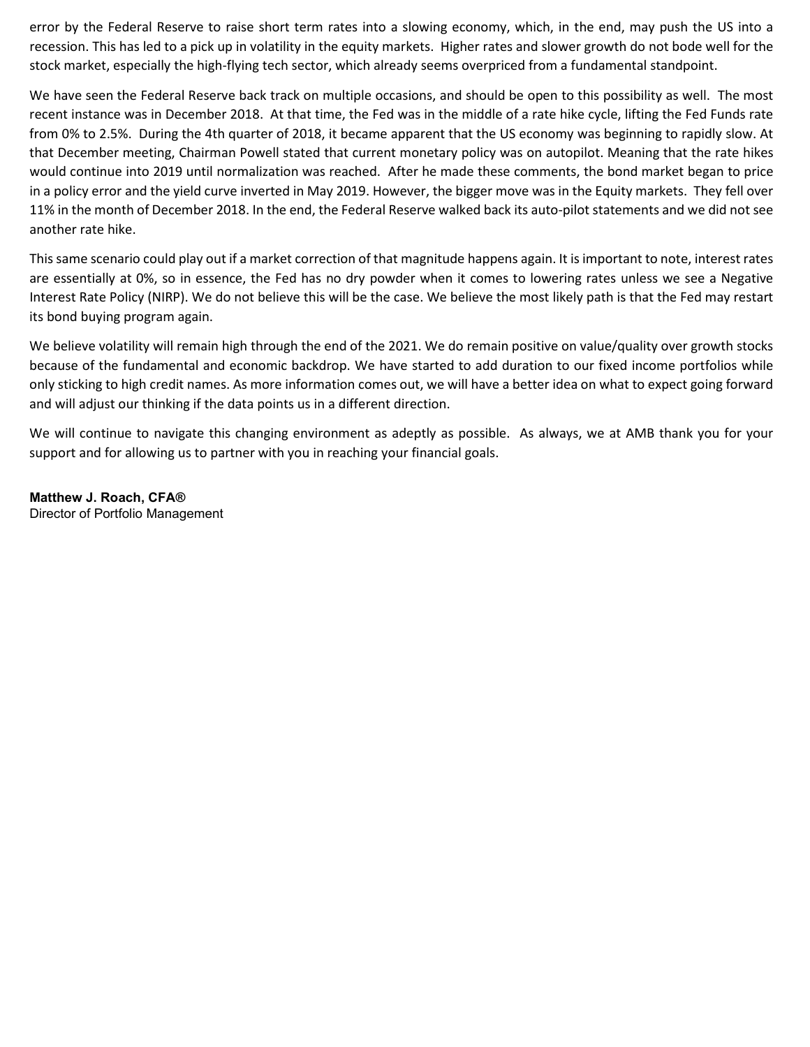error by the Federal Reserve to raise short term rates into a slowing economy, which, in the end, may push the US into a recession. This has led to a pick up in volatility in the equity markets. Higher rates and slower growth do not bode well for the stock market, especially the high-flying tech sector, which already seems overpriced from a fundamental standpoint.

We have seen the Federal Reserve back track on multiple occasions, and should be open to this possibility as well. The most recent instance was in December 2018. At that time, the Fed was in the middle of a rate hike cycle, lifting the Fed Funds rate from 0% to 2.5%. During the 4th quarter of 2018, it became apparent that the US economy was beginning to rapidly slow. At that December meeting, Chairman Powell stated that current monetary policy was on autopilot. Meaning that the rate hikes would continue into 2019 until normalization was reached. After he made these comments, the bond market began to price in a policy error and the yield curve inverted in May 2019. However, the bigger move was in the Equity markets. They fell over 11% in the month of December 2018. In the end, the Federal Reserve walked back its auto-pilot statements and we did not see another rate hike.

This same scenario could play out if a market correction of that magnitude happens again. It is important to note, interest rates are essentially at 0%, so in essence, the Fed has no dry powder when it comes to lowering rates unless we see a Negative Interest Rate Policy (NIRP). We do not believe this will be the case. We believe the most likely path is that the Fed may restart its bond buying program again.

We believe volatility will remain high through the end of the 2021. We do remain positive on value/quality over growth stocks because of the fundamental and economic backdrop. We have started to add duration to our fixed income portfolios while only sticking to high credit names. As more information comes out, we will have a better idea on what to expect going forward and will adjust our thinking if the data points us in a different direction.

We will continue to navigate this changing environment as adeptly as possible. As always, we at AMB thank you for your support and for allowing us to partner with you in reaching your financial goals.

**Matthew J. Roach, CFA®**
Director of Portfolio Management